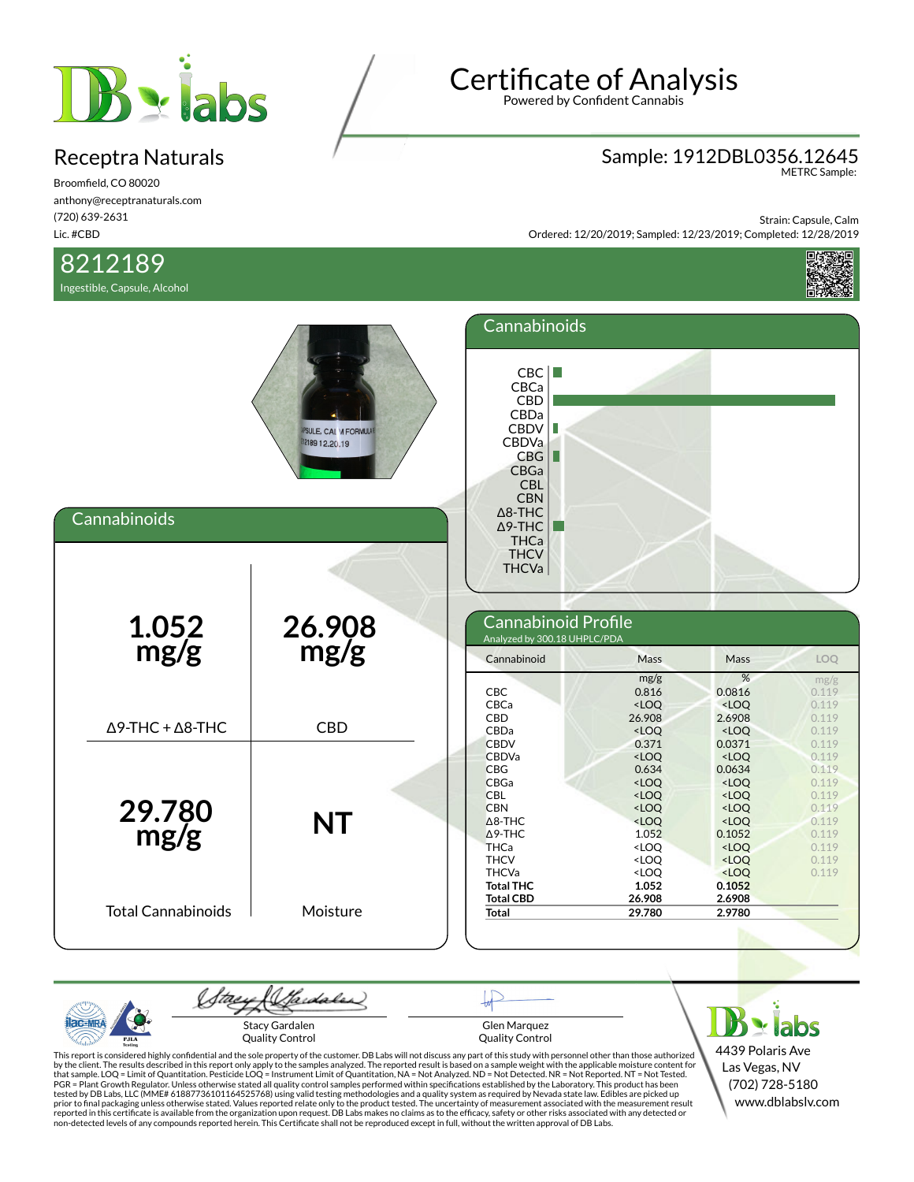# Certificate of Analysis

Powered by Confident Cannabis

## Receptra Naturals

Broomfield, CO 80020
anthony@receptranaturals.com
(720) 639-2631
Lic. #CBD

**Sample: 1912DBL0356.12645**
METRC Sample:

Strain: Capsule, Calm
Ordered: 12/20/2019; Sampled: 12/23/2019; Completed: 12/28/2019

## 8212189

Ingestible, Capsule, Alcohol

## Cannabinoids

| 1.052 mg/g | 26.908 mg/g |
|---|---|
| Δ9-THC + Δ8-THC | CBD |
| **29.780 mg/g** | **NT** |
| Total Cannabinoids | Moisture |

## Cannabinoid Profile

Analyzed by 300.18 UHPLC/PDA

| Cannabinoid | Mass | Mass | LOQ |
|---|---|---|---|
| | mg/g | % | mg/g |
| CBC | 0.816 | 0.0816 | 0.119 |
| CBCa | <LOQ | <LOQ | 0.119 |
| CBD | 26.908 | 2.6908 | 0.119 |
| CBDa | <LOQ | <LOQ | 0.119 |
| CBDV | 0.371 | 0.0371 | 0.119 |
| CBDVa | <LOQ | <LOQ | 0.119 |
| CBG | 0.634 | 0.0634 | 0.119 |
| CBGa | <LOQ | <LOQ | 0.119 |
| CBL | <LOQ | <LOQ | 0.119 |
| CBN | <LOQ | <LOQ | 0.119 |
| Δ8-THC | <LOQ | <LOQ | 0.119 |
| Δ9-THC | 1.052 | 0.1052 | 0.119 |
| THCa | <LOQ | <LOQ | 0.119 |
| THCV | <LOQ | <LOQ | 0.119 |
| THCVa | <LOQ | <LOQ | 0.119 |
| **Total THC** | **1.052** | **0.1052** | |
| **Total CBD** | **26.908** | **2.6908** | |
| **Total** | **29.780** | **2.9780** | |

Stacy Gardalen
Quality Control

Glen Marquez
Quality Control

This report is considered highly confidential and the sole property of the customer. DB Labs will not discuss any part of this study with personnel other than those authorized by the client. The results described in this report only apply to the samples analyzed. The reported result is based on a sample weight with the applicable moisture content for that sample. LOQ = Limit of Quantitation. Pesticide LOQ = Instrument Limit of Quantitation, NA = Not Analyzed. ND = Not Detected. NR = Not Reported. NT = Not Tested. PGR = Plant Growth Regulator. Unless otherwise stated all quality control samples performed within specifications established by the Laboratory. This product has been tested by DB Labs, LLC (MME# 61887736101164525768) using valid testing methodologies and a quality system as required by Nevada state law. Edibles are picked up prior to final packaging unless otherwise stated. Values reported relate only to the product tested. The uncertainty of measurement associated with the measurement result reported in this certificate is available from the organization upon request. DB Labs makes no claims as to the efficacy, safety or other risks associated with any detected or non-detected levels of any compounds reported herein. This Certificate shall not be reproduced except in full, without the written approval of DB Labs.

DB labs
4439 Polaris Ave
Las Vegas, NV
(702) 728-5180
www.dblabslv.com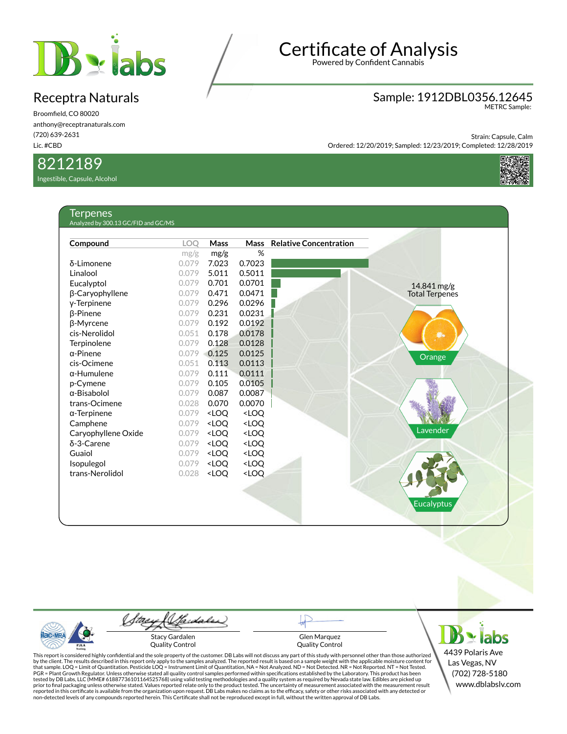# Certificate of Analysis

Powered by Confident Cannabis

## Receptra Naturals

Broomfield, CO 80020
anthony@receptranaturals.com
(720) 639-2631
Lic. #CBD

**Sample: 1912DBL0356.12645**
METRC Sample:

Strain: Capsule, Calm
Ordered: 12/20/2019; Sampled: 12/23/2019; Completed: 12/28/2019

## 8212189

Ingestible, Capsule, Alcohol

### Terpenes

Analyzed by 300.13 GC/FID and GC/MS

| Compound | LOQ | Mass | Mass | Relative Concentration |
|---|---|---|---|---|
| | mg/g | mg/g | % | |
| δ-Limonene | 0.079 | 7.023 | 0.7023 | |
| Linalool | 0.079 | 5.011 | 0.5011 | |
| Eucalyptol | 0.079 | 0.701 | 0.0701 | |
| β-Caryophyllene | 0.079 | 0.471 | 0.0471 | |
| γ-Terpinene | 0.079 | 0.296 | 0.0296 | |
| β-Pinene | 0.079 | 0.231 | 0.0231 | |
| β-Myrcene | 0.079 | 0.192 | 0.0192 | |
| cis-Nerolidol | 0.051 | 0.178 | 0.0178 | |
| Terpinolene | 0.079 | 0.128 | 0.0128 | |
| α-Pinene | 0.079 | 0.125 | 0.0125 | |
| cis-Ocimene | 0.051 | 0.113 | 0.0113 | |
| α-Humulene | 0.079 | 0.111 | 0.0111 | |
| p-Cymene | 0.079 | 0.105 | 0.0105 | |
| α-Bisabolol | 0.079 | 0.087 | 0.0087 | |
| trans-Ocimene | 0.028 | 0.070 | 0.0070 | |
| α-Terpinene | 0.079 | <LOQ | <LOQ | |
| Camphene | 0.079 | <LOQ | <LOQ | |
| Caryophyllene Oxide | 0.079 | <LOQ | <LOQ | |
| δ-3-Carene | 0.079 | <LOQ | <LOQ | |
| Guaiol | 0.079 | <LOQ | <LOQ | |
| Isopulegol | 0.079 | <LOQ | <LOQ | |
| trans-Nerolidol | 0.028 | <LOQ | <LOQ | |

14.841 mg/g
Total Terpenes

Orange

Lavender

Eucalyptus

Stacy Gardalen
Quality Control

Glen Marquez
Quality Control

4439 Polaris Ave
Las Vegas, NV
(702) 728-5180
www.dblabslv.com

This report is considered highly confidential and the sole property of the customer. DB Labs will not discuss any part of this study with personnel other than those authorized by the client. The results described in this report only apply to the samples analyzed. The reported result is based on a sample weight with the applicable moisture content for that sample. LOQ = Limit of Quantitation. Pesticide LOQ = Instrument Limit of Quantitation, NA = Not Analyzed. ND = Not Detected. NR = Not Reported. NT = Not Tested. PGR = Plant Growth Regulator. Unless otherwise stated all quality control samples performed within specifications established by the Laboratory. This product has been tested by DB Labs, LLC (MME# 61887736101164525768) using valid testing methodologies and a quality system as required by Nevada state law. Edibles are picked up prior to final packaging unless otherwise stated. Values reported relate only to the product tested. The uncertainty of measurement associated with the measurement result reported in this certificate is available from the organization upon request. DB Labs makes no claims as to the efficacy, safety or other risks associated with any detected or non-detected levels of any compounds reported herein. This Certificate shall not be reproduced except in full, without the written approval of DB Labs.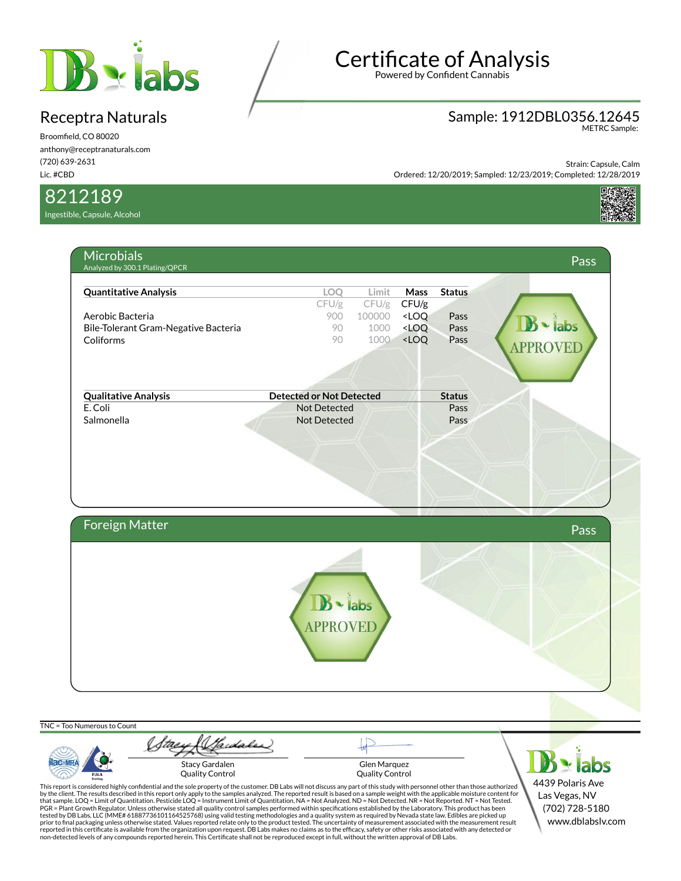# Certificate of Analysis

Powered by Confident Cannabis

## Receptra Naturals

Broomfield, CO 80020
anthony@receptranaturals.com
(720) 639-2631
Lic. #CBD

**Sample: 1912DBL0356.12645**
METRC Sample:

Strain: Capsule, Calm
Ordered: 12/20/2019; Sampled: 12/23/2019; Completed: 12/28/2019

## 8212189

Ingestible, Capsule, Alcohol

## Microbials — Pass

Analyzed by 300.1 Plating/QPCR

| Quantitative Analysis | LOQ | Limit | Mass | Status |
|---|---|---|---|---|
| | CFU/g | CFU/g | CFU/g | |
| Aerobic Bacteria | 900 | 100000 | <LOQ | Pass |
| Bile-Tolerant Gram-Negative Bacteria | 90 | 1000 | <LOQ | Pass |
| Coliforms | 90 | 1000 | <LOQ | Pass |

| Qualitative Analysis | Detected or Not Detected | Status |
|---|---|---|
| E. Coli | Not Detected | Pass |
| Salmonella | Not Detected | Pass |

DB labs APPROVED

## Foreign Matter — Pass

DB labs APPROVED

TNC = Too Numerous to Count

Stacy Gardalen
Quality Control

Glen Marquez
Quality Control

This report is considered highly confidential and the sole property of the customer. DB Labs will not discuss any part of this study with personnel other than those authorized by the client. The results described in this report only apply to the samples analyzed. The reported result is based on a sample weight with the applicable moisture content for that sample. LOQ = Limit of Quantitation. Pesticide LOQ = Instrument Limit of Quantitation, NA = Not Analyzed. ND = Not Detected. NR = Not Reported. NT = Not Tested. PGR = Plant Growth Regulator. Unless otherwise stated all quality control samples performed within specifications established by the Laboratory. This product has been tested by DB Labs, LLC (MME# 61887736101164525768) using valid testing methodologies and a quality system as required by Nevada state law. Edibles are picked up prior to final packaging unless otherwise stated. Values reported relate only to the product tested. The uncertainty of measurement associated with the measurement result reported in this certificate is available from the organization upon request. DB Labs makes no claims as to the efficacy, safety or other risks associated with any detected or non-detected levels of any compounds reported herein. This Certificate shall not be reproduced except in full, without the written approval of DB Labs.

DB labs
4439 Polaris Ave
Las Vegas, NV
(702) 728-5180
www.dblabslv.com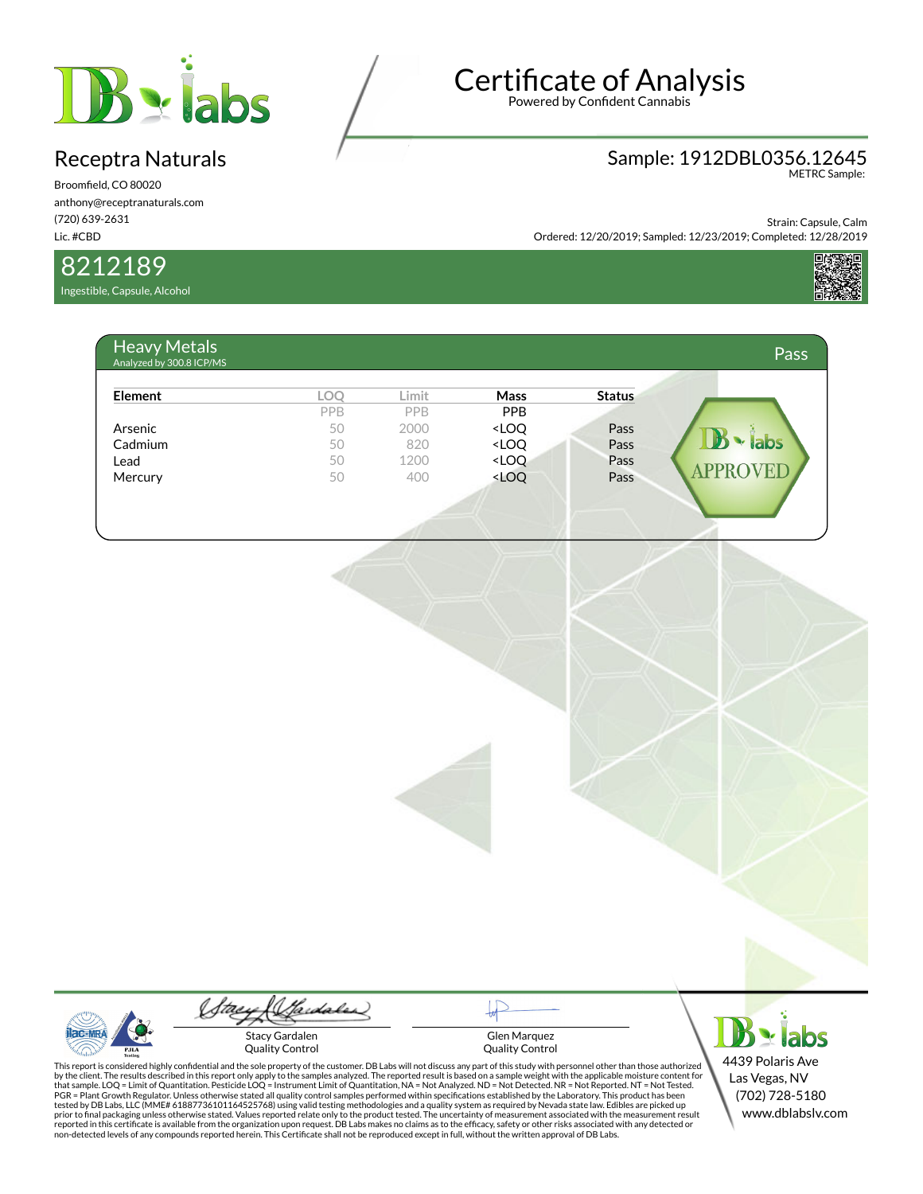# Certificate of Analysis

Powered by Confident Cannabis

## Receptra Naturals

Broomfield, CO 80020
anthony@receptranaturals.com
(720) 639-2631
Lic. #CBD

**Sample: 1912DBL0356.12645**
METRC Sample:

Strain: Capsule, Calm
Ordered: 12/20/2019; Sampled: 12/23/2019; Completed: 12/28/2019

## 8212189

Ingestible, Capsule, Alcohol

### Heavy Metals

Analyzed by 300.8 ICP/MS

**Pass**

| Element | LOQ | Limit | Mass | Status |
|---|---|---|---|---|
| | PPB | PPB | PPB | |
| Arsenic | 50 | 2000 | <LOQ | Pass |
| Cadmium | 50 | 820 | <LOQ | Pass |
| Lead | 50 | 1200 | <LOQ | Pass |
| Mercury | 50 | 400 | <LOQ | Pass |

DB labs APPROVED

Stacy Gardalen
Quality Control

Glen Marquez
Quality Control

This report is considered highly confidential and the sole property of the customer. DB Labs will not discuss any part of this study with personnel other than those authorized by the client. The results described in this report only apply to the samples analyzed. The reported result is based on a sample weight with the applicable moisture content for that sample. LOQ = Limit of Quantitation. Pesticide LOQ = Instrument Limit of Quantitation, NA = Not Analyzed. ND = Not Detected. NR = Not Reported. NT = Not Tested. PGR = Plant Growth Regulator. Unless otherwise stated all quality control samples performed within specifications established by the Laboratory. This product has been tested by DB Labs, LLC (MME# 61887736101164525768) using valid testing methodologies and a quality system as required by Nevada state law. Edibles are picked up prior to final packaging unless otherwise stated. Values reported relate only to the product tested. The uncertainty of measurement associated with the measurement result reported in this certificate is available from the organization upon request. DB Labs makes no claims as to the efficacy, safety or other risks associated with any detected or non-detected levels of any compounds reported herein. This Certificate shall not be reproduced except in full, without the written approval of DB Labs.

4439 Polaris Ave
Las Vegas, NV
(702) 728-5180
www.dblabslv.com